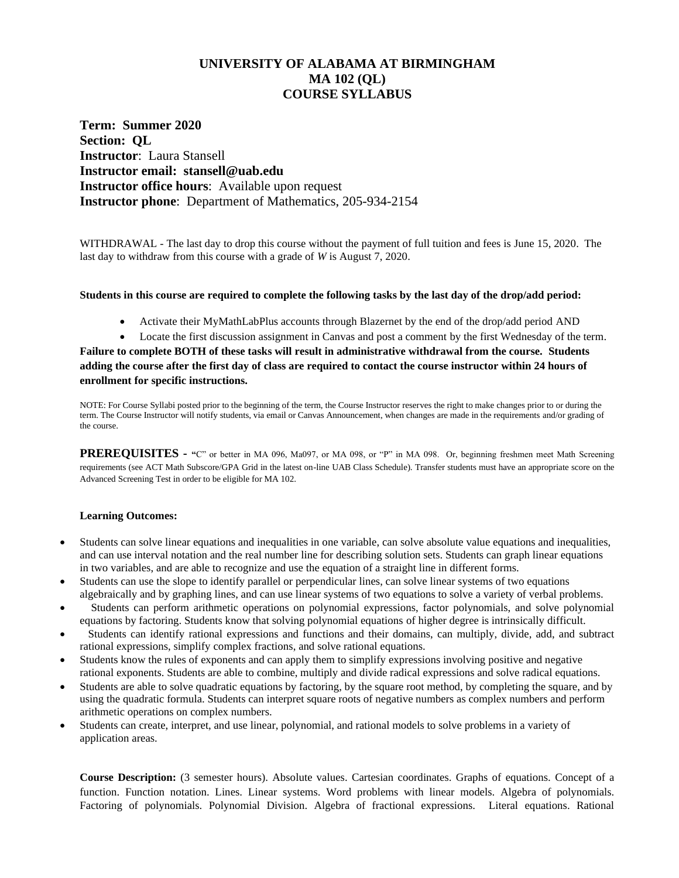# UNIVERSITY OF ALABAMA AT BIRMINGHAM
# MA 102 (QL)
# COURSE SYLLABUS

**Term: Summer 2020**
**Section: QL**
**Instructor**: Laura Stansell
**Instructor email: stansell@uab.edu**
**Instructor office hours**: Available upon request
**Instructor phone**: Department of Mathematics, 205-934-2154

WITHDRAWAL - The last day to drop this course without the payment of full tuition and fees is June 15, 2020. The last day to withdraw from this course with a grade of *W* is August 7, 2020.

**Students in this course are required to complete the following tasks by the last day of the drop/add period:**

- Activate their MyMathLabPlus accounts through Blazernet by the end of the drop/add period AND
- Locate the first discussion assignment in Canvas and post a comment by the first Wednesday of the term.

**Failure to complete BOTH of these tasks will result in administrative withdrawal from the course. Students adding the course after the first day of class are required to contact the course instructor within 24 hours of enrollment for specific instructions.**

NOTE: For Course Syllabi posted prior to the beginning of the term, the Course Instructor reserves the right to make changes prior to or during the term. The Course Instructor will notify students, via email or Canvas Announcement, when changes are made in the requirements and/or grading of the course.

**PREREQUISITES -** "C" or better in MA 096, Ma097, or MA 098, or "P" in MA 098. Or, beginning freshmen meet Math Screening requirements (see ACT Math Subscore/GPA Grid in the latest on-line UAB Class Schedule). Transfer students must have an appropriate score on the Advanced Screening Test in order to be eligible for MA 102.

**Learning Outcomes:**

- Students can solve linear equations and inequalities in one variable, can solve absolute value equations and inequalities, and can use interval notation and the real number line for describing solution sets. Students can graph linear equations in two variables, and are able to recognize and use the equation of a straight line in different forms.
- Students can use the slope to identify parallel or perpendicular lines, can solve linear systems of two equations algebraically and by graphing lines, and can use linear systems of two equations to solve a variety of verbal problems.
- Students can perform arithmetic operations on polynomial expressions, factor polynomials, and solve polynomial equations by factoring. Students know that solving polynomial equations of higher degree is intrinsically difficult.
- Students can identify rational expressions and functions and their domains, can multiply, divide, add, and subtract rational expressions, simplify complex fractions, and solve rational equations.
- Students know the rules of exponents and can apply them to simplify expressions involving positive and negative rational exponents. Students are able to combine, multiply and divide radical expressions and solve radical equations.
- Students are able to solve quadratic equations by factoring, by the square root method, by completing the square, and by using the quadratic formula. Students can interpret square roots of negative numbers as complex numbers and perform arithmetic operations on complex numbers.
- Students can create, interpret, and use linear, polynomial, and rational models to solve problems in a variety of application areas.

**Course Description:** (3 semester hours). Absolute values. Cartesian coordinates. Graphs of equations. Concept of a function. Function notation. Lines. Linear systems. Word problems with linear models. Algebra of polynomials. Factoring of polynomials. Polynomial Division. Algebra of fractional expressions. Literal equations. Rational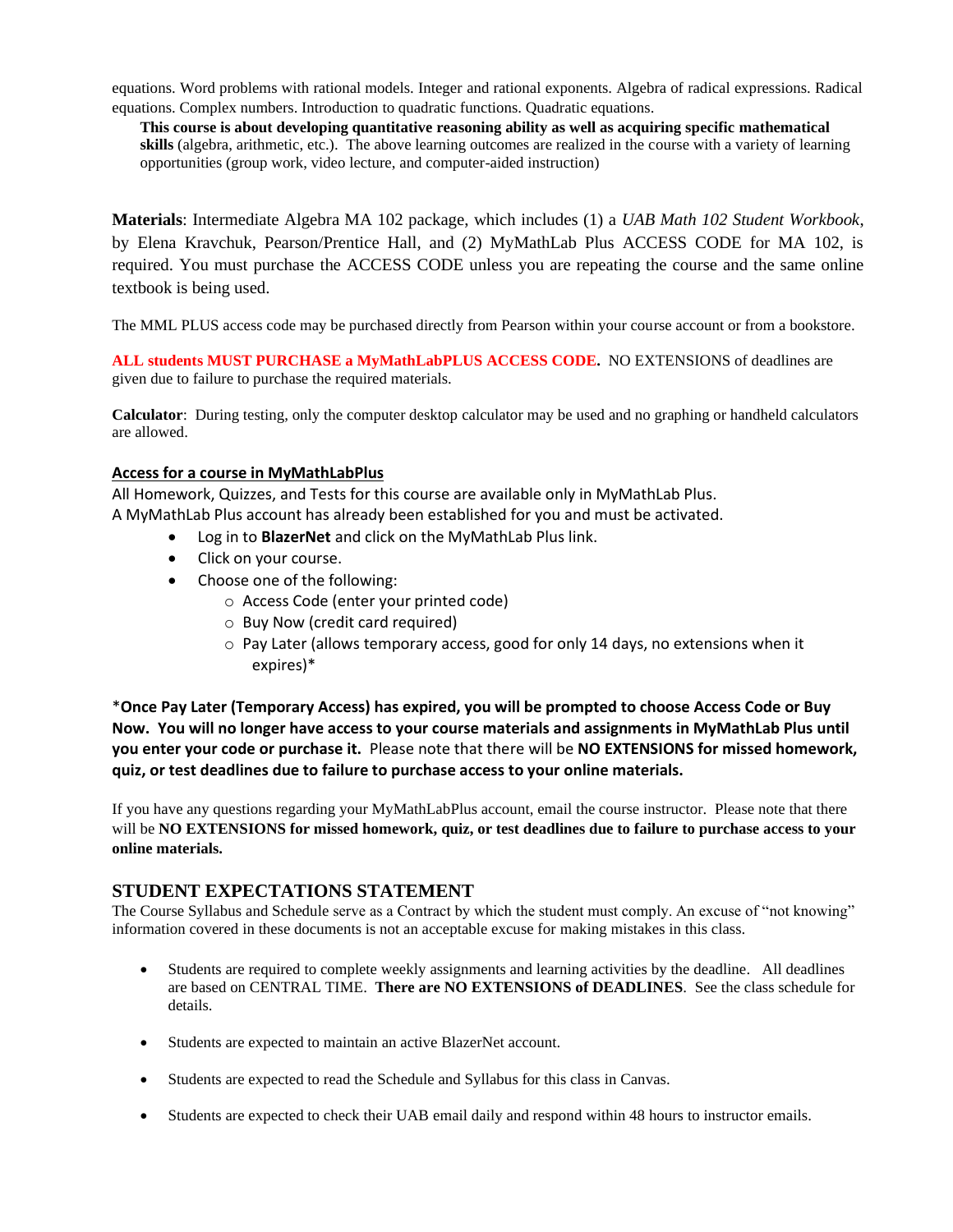equations. Word problems with rational models. Integer and rational exponents. Algebra of radical expressions. Radical equations. Complex numbers. Introduction to quadratic functions. Quadratic equations.

**This course is about developing quantitative reasoning ability as well as acquiring specific mathematical skills** (algebra, arithmetic, etc.). The above learning outcomes are realized in the course with a variety of learning opportunities (group work, video lecture, and computer-aided instruction)

**Materials**: Intermediate Algebra MA 102 package, which includes (1) a *UAB Math 102 Student Workbook*, by Elena Kravchuk, Pearson/Prentice Hall, and (2) MyMathLab Plus ACCESS CODE for MA 102, is required. You must purchase the ACCESS CODE unless you are repeating the course and the same online textbook is being used.

The MML PLUS access code may be purchased directly from Pearson within your course account or from a bookstore.

**ALL students MUST PURCHASE a MyMathLabPLUS ACCESS CODE.** NO EXTENSIONS of deadlines are given due to failure to purchase the required materials.

**Calculator**: During testing, only the computer desktop calculator may be used and no graphing or handheld calculators are allowed.

**Access for a course in MyMathLabPlus**

All Homework, Quizzes, and Tests for this course are available only in MyMathLab Plus.
A MyMathLab Plus account has already been established for you and must be activated.

- Log in to **BlazerNet** and click on the MyMathLab Plus link.
- Click on your course.
- Choose one of the following:
  - Access Code (enter your printed code)
  - Buy Now (credit card required)
  - Pay Later (allows temporary access, good for only 14 days, no extensions when it expires)*

***Once Pay Later (Temporary Access) has expired, you will be prompted to choose Access Code or Buy Now. You will no longer have access to your course materials and assignments in MyMathLab Plus until you enter your code or purchase it.** Please note that there will be **NO EXTENSIONS for missed homework, quiz, or test deadlines due to failure to purchase access to your online materials.**

If you have any questions regarding your MyMathLabPlus account, email the course instructor. Please note that there will be **NO EXTENSIONS for missed homework, quiz, or test deadlines due to failure to purchase access to your online materials.**

## STUDENT EXPECTATIONS STATEMENT

The Course Syllabus and Schedule serve as a Contract by which the student must comply. An excuse of "not knowing" information covered in these documents is not an acceptable excuse for making mistakes in this class.

- Students are required to complete weekly assignments and learning activities by the deadline. All deadlines are based on CENTRAL TIME. **There are NO EXTENSIONS of DEADLINES**. See the class schedule for details.
- Students are expected to maintain an active BlazerNet account.
- Students are expected to read the Schedule and Syllabus for this class in Canvas.
- Students are expected to check their UAB email daily and respond within 48 hours to instructor emails.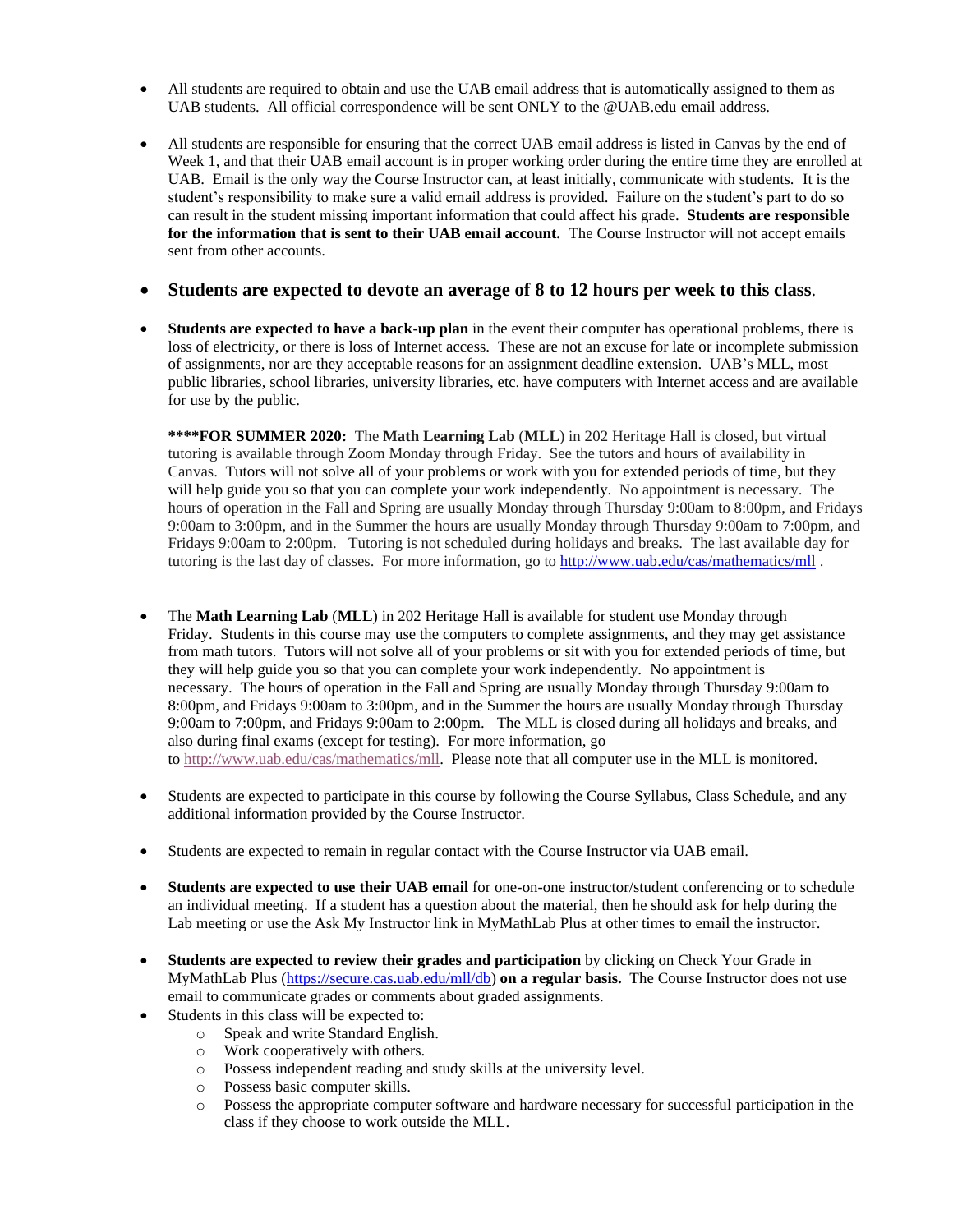- All students are required to obtain and use the UAB email address that is automatically assigned to them as UAB students. All official correspondence will be sent ONLY to the @UAB.edu email address.

- All students are responsible for ensuring that the correct UAB email address is listed in Canvas by the end of Week 1, and that their UAB email account is in proper working order during the entire time they are enrolled at UAB. Email is the only way the Course Instructor can, at least initially, communicate with students. It is the student's responsibility to make sure a valid email address is provided. Failure on the student's part to do so can result in the student missing important information that could affect his grade. **Students are responsible for the information that is sent to their UAB email account.** The Course Instructor will not accept emails sent from other accounts.

- **Students are expected to devote an average of 8 to 12 hours per week to this class**.

- **Students are expected to have a back-up plan** in the event their computer has operational problems, there is loss of electricity, or there is loss of Internet access. These are not an excuse for late or incomplete submission of assignments, nor are they acceptable reasons for an assignment deadline extension. UAB's MLL, most public libraries, school libraries, university libraries, etc. have computers with Internet access and are available for use by the public.

  **\*\*\*\*FOR SUMMER 2020:** The **Math Learning Lab** (**MLL**) in 202 Heritage Hall is closed, but virtual tutoring is available through Zoom Monday through Friday. See the tutors and hours of availability in Canvas. Tutors will not solve all of your problems or work with you for extended periods of time, but they will help guide you so that you can complete your work independently. No appointment is necessary. The hours of operation in the Fall and Spring are usually Monday through Thursday 9:00am to 8:00pm, and Fridays 9:00am to 3:00pm, and in the Summer the hours are usually Monday through Thursday 9:00am to 7:00pm, and Fridays 9:00am to 2:00pm. Tutoring is not scheduled during holidays and breaks. The last available day for tutoring is the last day of classes. For more information, go to http://www.uab.edu/cas/mathematics/mll .

- The **Math Learning Lab** (**MLL**) in 202 Heritage Hall is available for student use Monday through Friday. Students in this course may use the computers to complete assignments, and they may get assistance from math tutors. Tutors will not solve all of your problems or sit with you for extended periods of time, but they will help guide you so that you can complete your work independently. No appointment is necessary. The hours of operation in the Fall and Spring are usually Monday through Thursday 9:00am to 8:00pm, and Fridays 9:00am to 3:00pm, and in the Summer the hours are usually Monday through Thursday 9:00am to 7:00pm, and Fridays 9:00am to 2:00pm. The MLL is closed during all holidays and breaks, and also during final exams (except for testing). For more information, go to http://www.uab.edu/cas/mathematics/mll. Please note that all computer use in the MLL is monitored.

- Students are expected to participate in this course by following the Course Syllabus, Class Schedule, and any additional information provided by the Course Instructor.

- Students are expected to remain in regular contact with the Course Instructor via UAB email.

- **Students are expected to use their UAB email** for one-on-one instructor/student conferencing or to schedule an individual meeting. If a student has a question about the material, then he should ask for help during the Lab meeting or use the Ask My Instructor link in MyMathLab Plus at other times to email the instructor.

- **Students are expected to review their grades and participation** by clicking on Check Your Grade in MyMathLab Plus (https://secure.cas.uab.edu/mll/db) **on a regular basis.** The Course Instructor does not use email to communicate grades or comments about graded assignments.
- Students in this class will be expected to:
  - Speak and write Standard English.
  - Work cooperatively with others.
  - Possess independent reading and study skills at the university level.
  - Possess basic computer skills.
  - Possess the appropriate computer software and hardware necessary for successful participation in the class if they choose to work outside the MLL.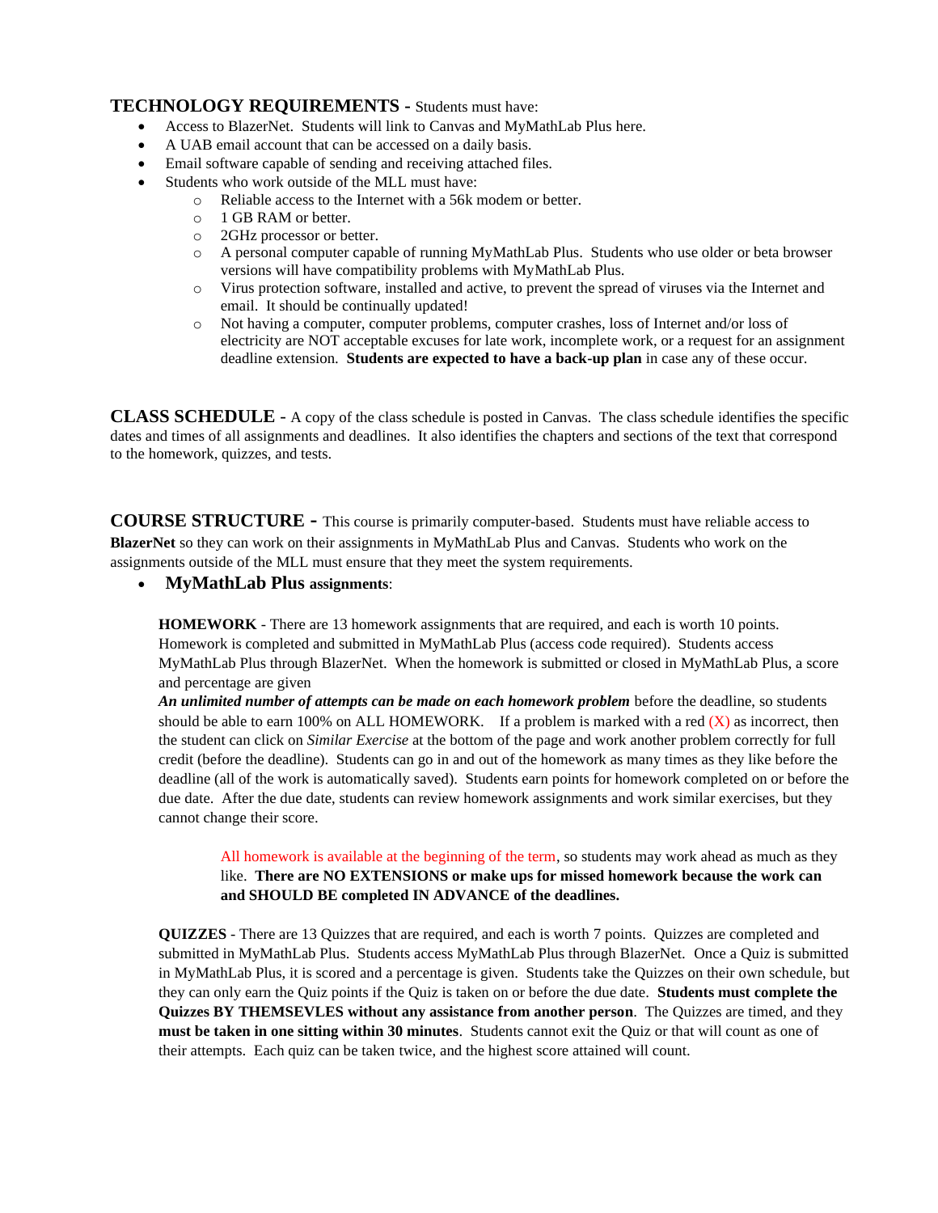**TECHNOLOGY REQUIREMENTS -** Students must have:

- Access to BlazerNet. Students will link to Canvas and MyMathLab Plus here.
- A UAB email account that can be accessed on a daily basis.
- Email software capable of sending and receiving attached files.
- Students who work outside of the MLL must have:
  - Reliable access to the Internet with a 56k modem or better.
  - 1 GB RAM or better.
  - 2GHz processor or better.
  - A personal computer capable of running MyMathLab Plus. Students who use older or beta browser versions will have compatibility problems with MyMathLab Plus.
  - Virus protection software, installed and active, to prevent the spread of viruses via the Internet and email. It should be continually updated!
  - Not having a computer, computer problems, computer crashes, loss of Internet and/or loss of electricity are NOT acceptable excuses for late work, incomplete work, or a request for an assignment deadline extension. **Students are expected to have a back-up plan** in case any of these occur.

**CLASS SCHEDULE -** A copy of the class schedule is posted in Canvas. The class schedule identifies the specific dates and times of all assignments and deadlines. It also identifies the chapters and sections of the text that correspond to the homework, quizzes, and tests.

**COURSE STRUCTURE -** This course is primarily computer-based. Students must have reliable access to **BlazerNet** so they can work on their assignments in MyMathLab Plus and Canvas. Students who work on the assignments outside of the MLL must ensure that they meet the system requirements.

- **MyMathLab Plus assignments**:

  **HOMEWORK** - There are 13 homework assignments that are required, and each is worth 10 points. Homework is completed and submitted in MyMathLab Plus (access code required). Students access MyMathLab Plus through BlazerNet. When the homework is submitted or closed in MyMathLab Plus, a score and percentage are given

  ***An unlimited number of attempts can be made on each homework problem*** before the deadline, so students should be able to earn 100% on ALL HOMEWORK. If a problem is marked with a red (X) as incorrect, then the student can click on *Similar Exercise* at the bottom of the page and work another problem correctly for full credit (before the deadline). Students can go in and out of the homework as many times as they like before the deadline (all of the work is automatically saved). Students earn points for homework completed on or before the due date. After the due date, students can review homework assignments and work similar exercises, but they cannot change their score.

  > All homework is available at the beginning of the term, so students may work ahead as much as they like. **There are NO EXTENSIONS or make ups for missed homework because the work can and SHOULD BE completed IN ADVANCE of the deadlines.**

  **QUIZZES** - There are 13 Quizzes that are required, and each is worth 7 points. Quizzes are completed and submitted in MyMathLab Plus. Students access MyMathLab Plus through BlazerNet. Once a Quiz is submitted in MyMathLab Plus, it is scored and a percentage is given. Students take the Quizzes on their own schedule, but they can only earn the Quiz points if the Quiz is taken on or before the due date. **Students must complete the Quizzes BY THEMSEVLES without any assistance from another person**. The Quizzes are timed, and they **must be taken in one sitting within 30 minutes**. Students cannot exit the Quiz or that will count as one of their attempts. Each quiz can be taken twice, and the highest score attained will count.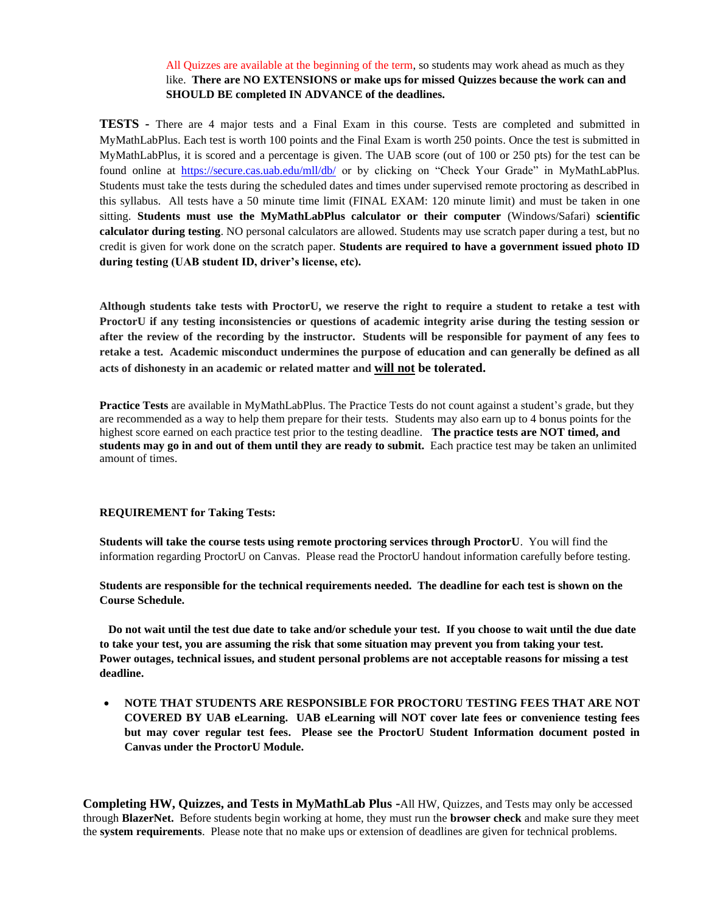All Quizzes are available at the beginning of the term, so students may work ahead as much as they like. **There are NO EXTENSIONS or make ups for missed Quizzes because the work can and SHOULD BE completed IN ADVANCE of the deadlines.**

**TESTS -** There are 4 major tests and a Final Exam in this course. Tests are completed and submitted in MyMathLabPlus. Each test is worth 100 points and the Final Exam is worth 250 points. Once the test is submitted in MyMathLabPlus, it is scored and a percentage is given. The UAB score (out of 100 or 250 pts) for the test can be found online at https://secure.cas.uab.edu/mll/db/ or by clicking on "Check Your Grade" in MyMathLabPlus. Students must take the tests during the scheduled dates and times under supervised remote proctoring as described in this syllabus. All tests have a 50 minute time limit (FINAL EXAM: 120 minute limit) and must be taken in one sitting. **Students must use the MyMathLabPlus calculator or their computer** (Windows/Safari) **scientific calculator during testing**. NO personal calculators are allowed. Students may use scratch paper during a test, but no credit is given for work done on the scratch paper. **Students are required to have a government issued photo ID during testing (UAB student ID, driver's license, etc).**

**Although students take tests with ProctorU, we reserve the right to require a student to retake a test with ProctorU if any testing inconsistencies or questions of academic integrity arise during the testing session or after the review of the recording by the instructor. Students will be responsible for payment of any fees to retake a test. Academic misconduct undermines the purpose of education and can generally be defined as all acts of dishonesty in an academic or related matter and <u>will not</u> be tolerated.**

**Practice Tests** are available in MyMathLabPlus. The Practice Tests do not count against a student's grade, but they are recommended as a way to help them prepare for their tests. Students may also earn up to 4 bonus points for the highest score earned on each practice test prior to the testing deadline. **The practice tests are NOT timed, and students may go in and out of them until they are ready to submit.** Each practice test may be taken an unlimited amount of times.

**REQUIREMENT for Taking Tests:**

**Students will take the course tests using remote proctoring services through ProctorU**. You will find the information regarding ProctorU on Canvas. Please read the ProctorU handout information carefully before testing.

**Students are responsible for the technical requirements needed. The deadline for each test is shown on the Course Schedule.**

**Do not wait until the test due date to take and/or schedule your test. If you choose to wait until the due date to take your test, you are assuming the risk that some situation may prevent you from taking your test. Power outages, technical issues, and student personal problems are not acceptable reasons for missing a test deadline.**

- **NOTE THAT STUDENTS ARE RESPONSIBLE FOR PROCTORU TESTING FEES THAT ARE NOT COVERED BY UAB eLearning. UAB eLearning will NOT cover late fees or convenience testing fees but may cover regular test fees. Please see the ProctorU Student Information document posted in Canvas under the ProctorU Module.**

**Completing HW, Quizzes, and Tests in MyMathLab Plus -** All HW, Quizzes, and Tests may only be accessed through **BlazerNet.** Before students begin working at home, they must run the **browser check** and make sure they meet the **system requirements**. Please note that no make ups or extension of deadlines are given for technical problems.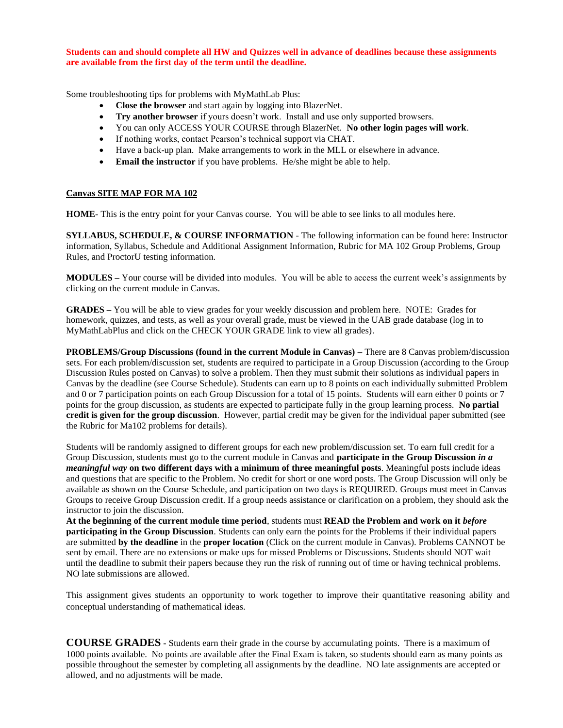**Students can and should complete all HW and Quizzes well in advance of deadlines because these assignments are available from the first day of the term until the deadline.**

Some troubleshooting tips for problems with MyMathLab Plus:

- **Close the browser** and start again by logging into BlazerNet.
- **Try another browser** if yours doesn't work. Install and use only supported browsers.
- You can only ACCESS YOUR COURSE through BlazerNet. **No other login pages will work**.
- If nothing works, contact Pearson's technical support via CHAT.
- Have a back-up plan. Make arrangements to work in the MLL or elsewhere in advance.
- **Email the instructor** if you have problems. He/she might be able to help.

**Canvas SITE MAP FOR MA 102**

**HOME**- This is the entry point for your Canvas course. You will be able to see links to all modules here.

**SYLLABUS, SCHEDULE, & COURSE INFORMATION** - The following information can be found here: Instructor information, Syllabus, Schedule and Additional Assignment Information, Rubric for MA 102 Group Problems, Group Rules, and ProctorU testing information.

**MODULES –** Your course will be divided into modules. You will be able to access the current week's assignments by clicking on the current module in Canvas.

**GRADES –** You will be able to view grades for your weekly discussion and problem here. NOTE: Grades for homework, quizzes, and tests, as well as your overall grade, must be viewed in the UAB grade database (log in to MyMathLabPlus and click on the CHECK YOUR GRADE link to view all grades).

**PROBLEMS/Group Discussions (found in the current Module in Canvas) –** There are 8 Canvas problem/discussion sets. For each problem/discussion set, students are required to participate in a Group Discussion (according to the Group Discussion Rules posted on Canvas) to solve a problem. Then they must submit their solutions as individual papers in Canvas by the deadline (see Course Schedule). Students can earn up to 8 points on each individually submitted Problem and 0 or 7 participation points on each Group Discussion for a total of 15 points. Students will earn either 0 points or 7 points for the group discussion, as students are expected to participate fully in the group learning process. **No partial credit is given for the group discussion**. However, partial credit may be given for the individual paper submitted (see the Rubric for Ma102 problems for details).

Students will be randomly assigned to different groups for each new problem/discussion set. To earn full credit for a Group Discussion, students must go to the current module in Canvas and **participate in the Group Discussion *in a meaningful way* on two different days with a minimum of three meaningful posts**. Meaningful posts include ideas and questions that are specific to the Problem. No credit for short or one word posts. The Group Discussion will only be available as shown on the Course Schedule, and participation on two days is REQUIRED. Groups must meet in Canvas Groups to receive Group Discussion credit. If a group needs assistance or clarification on a problem, they should ask the instructor to join the discussion.
**At the beginning of the current module time period**, students must **READ the Problem and work on it *before* participating in the Group Discussion**. Students can only earn the points for the Problems if their individual papers are submitted **by the deadline** in the **proper location** (Click on the current module in Canvas). Problems CANNOT be sent by email. There are no extensions or make ups for missed Problems or Discussions. Students should NOT wait until the deadline to submit their papers because they run the risk of running out of time or having technical problems. NO late submissions are allowed.

This assignment gives students an opportunity to work together to improve their quantitative reasoning ability and conceptual understanding of mathematical ideas.

**COURSE GRADES** - Students earn their grade in the course by accumulating points. There is a maximum of 1000 points available. No points are available after the Final Exam is taken, so students should earn as many points as possible throughout the semester by completing all assignments by the deadline. NO late assignments are accepted or allowed, and no adjustments will be made.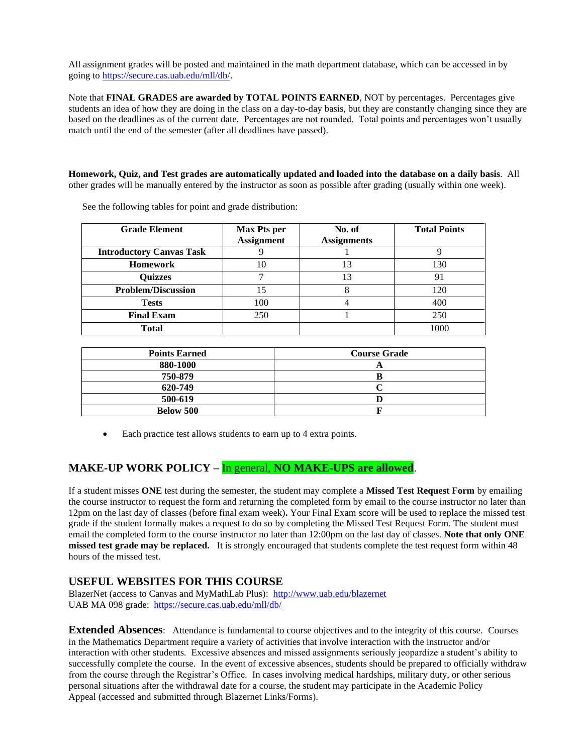All assignment grades will be posted and maintained in the math department database, which can be accessed in by going to https://secure.cas.uab.edu/mll/db/.

Note that **FINAL GRADES are awarded by TOTAL POINTS EARNED**, NOT by percentages. Percentages give students an idea of how they are doing in the class on a day-to-day basis, but they are constantly changing since they are based on the deadlines as of the current date. Percentages are not rounded. Total points and percentages won't usually match until the end of the semester (after all deadlines have passed).

**Homework, Quiz, and Test grades are automatically updated and loaded into the database on a daily basis**. All other grades will be manually entered by the instructor as soon as possible after grading (usually within one week).

See the following tables for point and grade distribution:

| Grade Element | Max Pts per Assignment | No. of Assignments | Total Points |
|---|---|---|---|
| **Introductory Canvas Task** | 9 | 1 | 9 |
| **Homework** | 10 | 13 | 130 |
| **Quizzes** | 7 | 13 | 91 |
| **Problem/Discussion** | 15 | 8 | 120 |
| **Tests** | 100 | 4 | 400 |
| **Final Exam** | 250 | 1 | 250 |
| **Total** | | | 1000 |

| Points Earned | Course Grade |
|---|---|
| **880-1000** | **A** |
| **750-879** | **B** |
| **620-749** | **C** |
| **500-619** | **D** |
| **Below 500** | **F** |

- Each practice test allows students to earn up to 4 extra points.

## MAKE-UP WORK POLICY – In general, **NO MAKE-UPS are allowed**.

If a student misses **ONE** test during the semester, the student may complete a **Missed Test Request Form** by emailing the course instructor to request the form and returning the completed form by email to the course instructor no later than 12pm on the last day of classes (before final exam week)**.** Your Final Exam score will be used to replace the missed test grade if the student formally makes a request to do so by completing the Missed Test Request Form. The student must email the completed form to the course instructor no later than 12:00pm on the last day of classes. **Note that only ONE missed test grade may be replaced.** It is strongly encouraged that students complete the test request form within 48 hours of the missed test.

## USEFUL WEBSITES FOR THIS COURSE

BlazerNet (access to Canvas and MyMathLab Plus): http://www.uab.edu/blazernet
UAB MA 098 grade: https://secure.cas.uab.edu/mll/db/

**Extended Absences**: Attendance is fundamental to course objectives and to the integrity of this course. Courses in the Mathematics Department require a variety of activities that involve interaction with the instructor and/or interaction with other students. Excessive absences and missed assignments seriously jeopardize a student's ability to successfully complete the course. In the event of excessive absences, students should be prepared to officially withdraw from the course through the Registrar's Office. In cases involving medical hardships, military duty, or other serious personal situations after the withdrawal date for a course, the student may participate in the Academic Policy Appeal (accessed and submitted through Blazernet Links/Forms).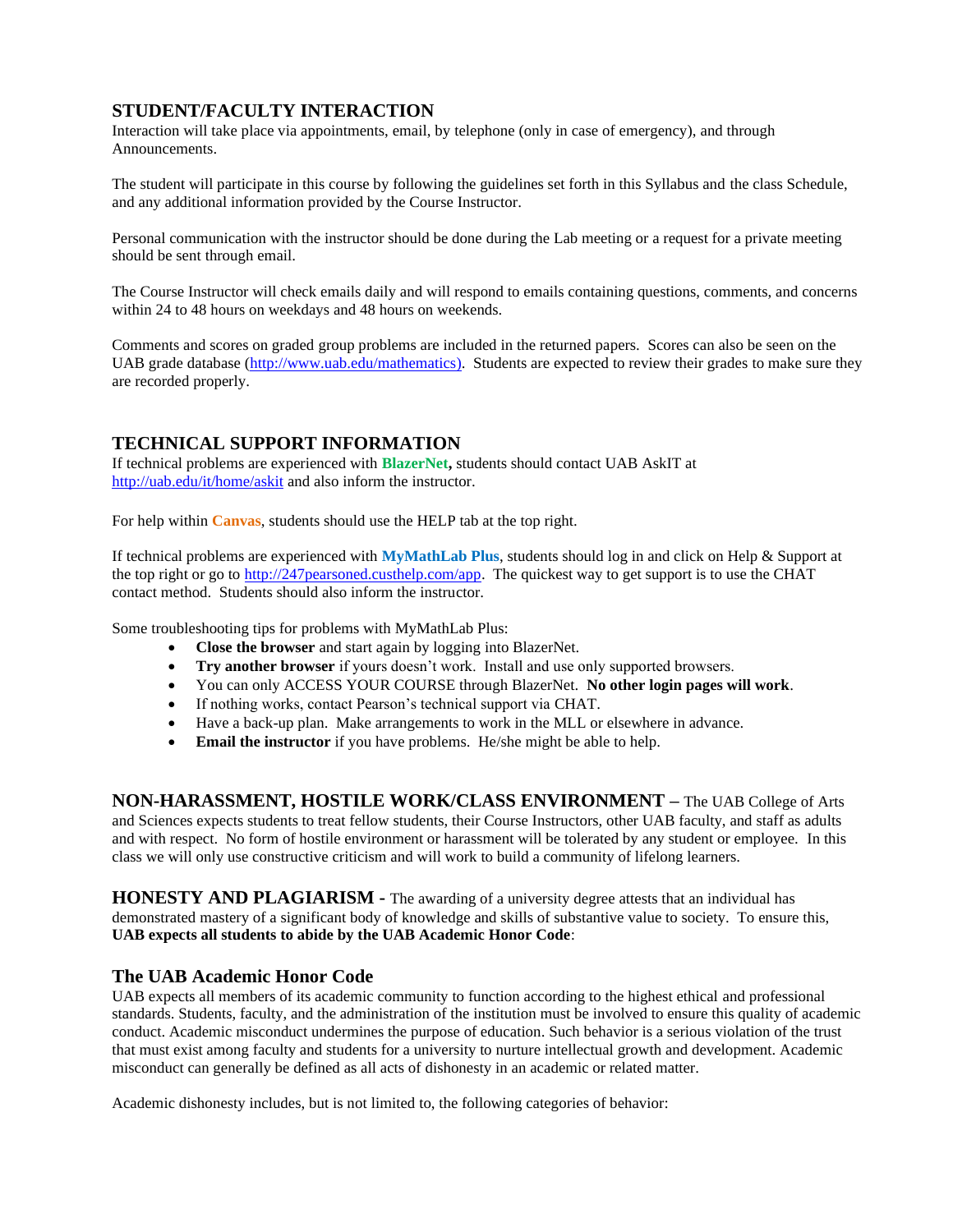## STUDENT/FACULTY INTERACTION

Interaction will take place via appointments, email, by telephone (only in case of emergency), and through Announcements.

The student will participate in this course by following the guidelines set forth in this Syllabus and the class Schedule, and any additional information provided by the Course Instructor.

Personal communication with the instructor should be done during the Lab meeting or a request for a private meeting should be sent through email.

The Course Instructor will check emails daily and will respond to emails containing questions, comments, and concerns within 24 to 48 hours on weekdays and 48 hours on weekends.

Comments and scores on graded group problems are included in the returned papers. Scores can also be seen on the UAB grade database (http://www.uab.edu/mathematics). Students are expected to review their grades to make sure they are recorded properly.

## TECHNICAL SUPPORT INFORMATION

If technical problems are experienced with **BlazerNet,** students should contact UAB AskIT at http://uab.edu/it/home/askit and also inform the instructor.

For help within **Canvas**, students should use the HELP tab at the top right.

If technical problems are experienced with **MyMathLab Plus**, students should log in and click on Help & Support at the top right or go to http://247pearsoned.custhelp.com/app. The quickest way to get support is to use the CHAT contact method. Students should also inform the instructor.

Some troubleshooting tips for problems with MyMathLab Plus:

- **Close the browser** and start again by logging into BlazerNet.
- **Try another browser** if yours doesn't work. Install and use only supported browsers.
- You can only ACCESS YOUR COURSE through BlazerNet. **No other login pages will work**.
- If nothing works, contact Pearson's technical support via CHAT.
- Have a back-up plan. Make arrangements to work in the MLL or elsewhere in advance.
- **Email the instructor** if you have problems. He/she might be able to help.

**NON-HARASSMENT, HOSTILE WORK/CLASS ENVIRONMENT –** The UAB College of Arts and Sciences expects students to treat fellow students, their Course Instructors, other UAB faculty, and staff as adults and with respect. No form of hostile environment or harassment will be tolerated by any student or employee. In this class we will only use constructive criticism and will work to build a community of lifelong learners.

**HONESTY AND PLAGIARISM -** The awarding of a university degree attests that an individual has demonstrated mastery of a significant body of knowledge and skills of substantive value to society. To ensure this, **UAB expects all students to abide by the UAB Academic Honor Code**:

### The UAB Academic Honor Code

UAB expects all members of its academic community to function according to the highest ethical and professional standards. Students, faculty, and the administration of the institution must be involved to ensure this quality of academic conduct. Academic misconduct undermines the purpose of education. Such behavior is a serious violation of the trust that must exist among faculty and students for a university to nurture intellectual growth and development. Academic misconduct can generally be defined as all acts of dishonesty in an academic or related matter.

Academic dishonesty includes, but is not limited to, the following categories of behavior: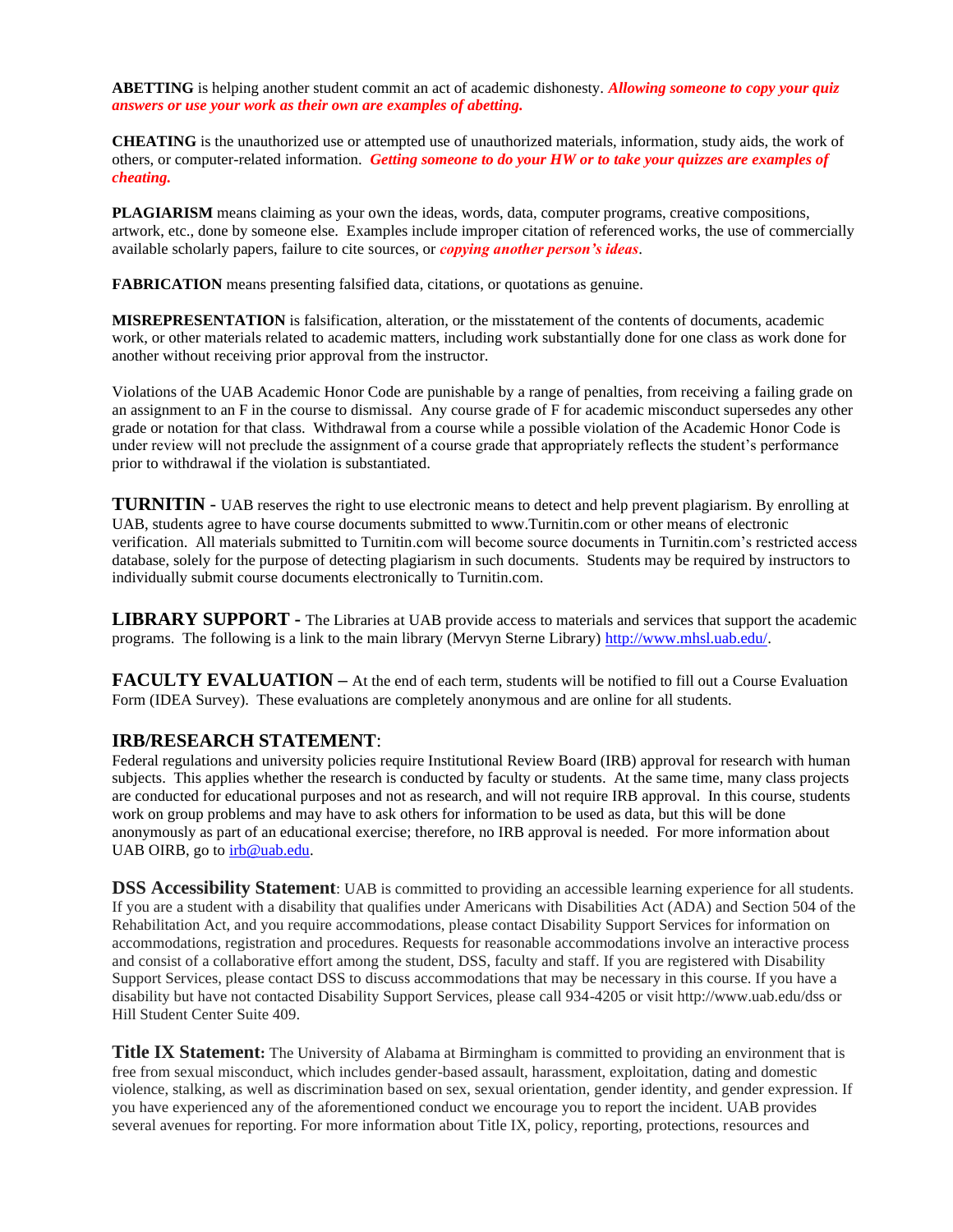**ABETTING** is helping another student commit an act of academic dishonesty. ***Allowing someone to copy your quiz answers or use your work as their own are examples of abetting.***

**CHEATING** is the unauthorized use or attempted use of unauthorized materials, information, study aids, the work of others, or computer-related information. ***Getting someone to do your HW or to take your quizzes are examples of cheating.***

**PLAGIARISM** means claiming as your own the ideas, words, data, computer programs, creative compositions, artwork, etc., done by someone else. Examples include improper citation of referenced works, the use of commercially available scholarly papers, failure to cite sources, or ***copying another person's ideas***.

**FABRICATION** means presenting falsified data, citations, or quotations as genuine.

**MISREPRESENTATION** is falsification, alteration, or the misstatement of the contents of documents, academic work, or other materials related to academic matters, including work substantially done for one class as work done for another without receiving prior approval from the instructor.

Violations of the UAB Academic Honor Code are punishable by a range of penalties, from receiving a failing grade on an assignment to an F in the course to dismissal. Any course grade of F for academic misconduct supersedes any other grade or notation for that class. Withdrawal from a course while a possible violation of the Academic Honor Code is under review will not preclude the assignment of a course grade that appropriately reflects the student's performance prior to withdrawal if the violation is substantiated.

**TURNITIN -** UAB reserves the right to use electronic means to detect and help prevent plagiarism. By enrolling at UAB, students agree to have course documents submitted to www.Turnitin.com or other means of electronic verification. All materials submitted to Turnitin.com will become source documents in Turnitin.com's restricted access database, solely for the purpose of detecting plagiarism in such documents. Students may be required by instructors to individually submit course documents electronically to Turnitin.com.

**LIBRARY SUPPORT -** The Libraries at UAB provide access to materials and services that support the academic programs. The following is a link to the main library (Mervyn Sterne Library) [http://www.mhsl.uab.edu/](http://www.mhsl.uab.edu/).

**FACULTY EVALUATION –** At the end of each term, students will be notified to fill out a Course Evaluation Form (IDEA Survey). These evaluations are completely anonymous and are online for all students.

## IRB/RESEARCH STATEMENT:

Federal regulations and university policies require Institutional Review Board (IRB) approval for research with human subjects. This applies whether the research is conducted by faculty or students. At the same time, many class projects are conducted for educational purposes and not as research, and will not require IRB approval. In this course, students work on group problems and may have to ask others for information to be used as data, but this will be done anonymously as part of an educational exercise; therefore, no IRB approval is needed. For more information about UAB OIRB, go to [irb@uab.edu](mailto:irb@uab.edu).

**DSS Accessibility Statement**: UAB is committed to providing an accessible learning experience for all students. If you are a student with a disability that qualifies under Americans with Disabilities Act (ADA) and Section 504 of the Rehabilitation Act, and you require accommodations, please contact Disability Support Services for information on accommodations, registration and procedures. Requests for reasonable accommodations involve an interactive process and consist of a collaborative effort among the student, DSS, faculty and staff. If you are registered with Disability Support Services, please contact DSS to discuss accommodations that may be necessary in this course. If you have a disability but have not contacted Disability Support Services, please call 934-4205 or visit http://www.uab.edu/dss or Hill Student Center Suite 409.

**Title IX Statement:** The University of Alabama at Birmingham is committed to providing an environment that is free from sexual misconduct, which includes gender-based assault, harassment, exploitation, dating and domestic violence, stalking, as well as discrimination based on sex, sexual orientation, gender identity, and gender expression. If you have experienced any of the aforementioned conduct we encourage you to report the incident. UAB provides several avenues for reporting. For more information about Title IX, policy, reporting, protections, resources and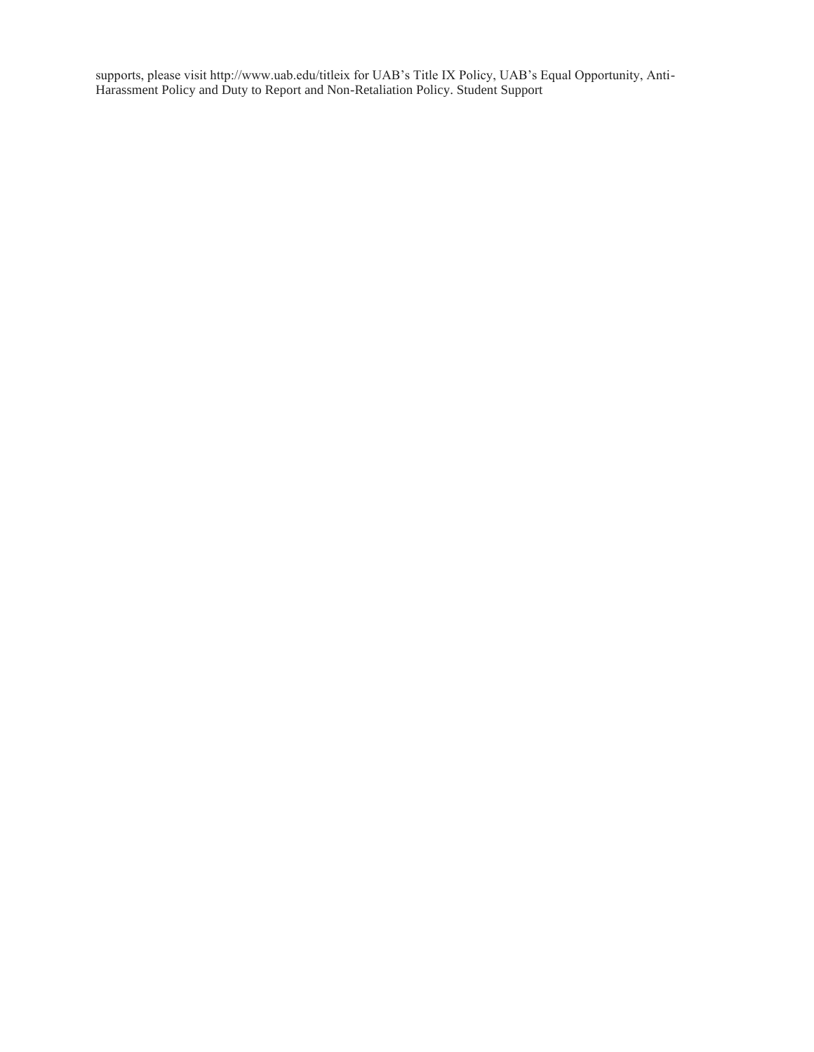supports, please visit http://www.uab.edu/titleix for UAB's Title IX Policy, UAB's Equal Opportunity, Anti-Harassment Policy and Duty to Report and Non-Retaliation Policy. Student Support